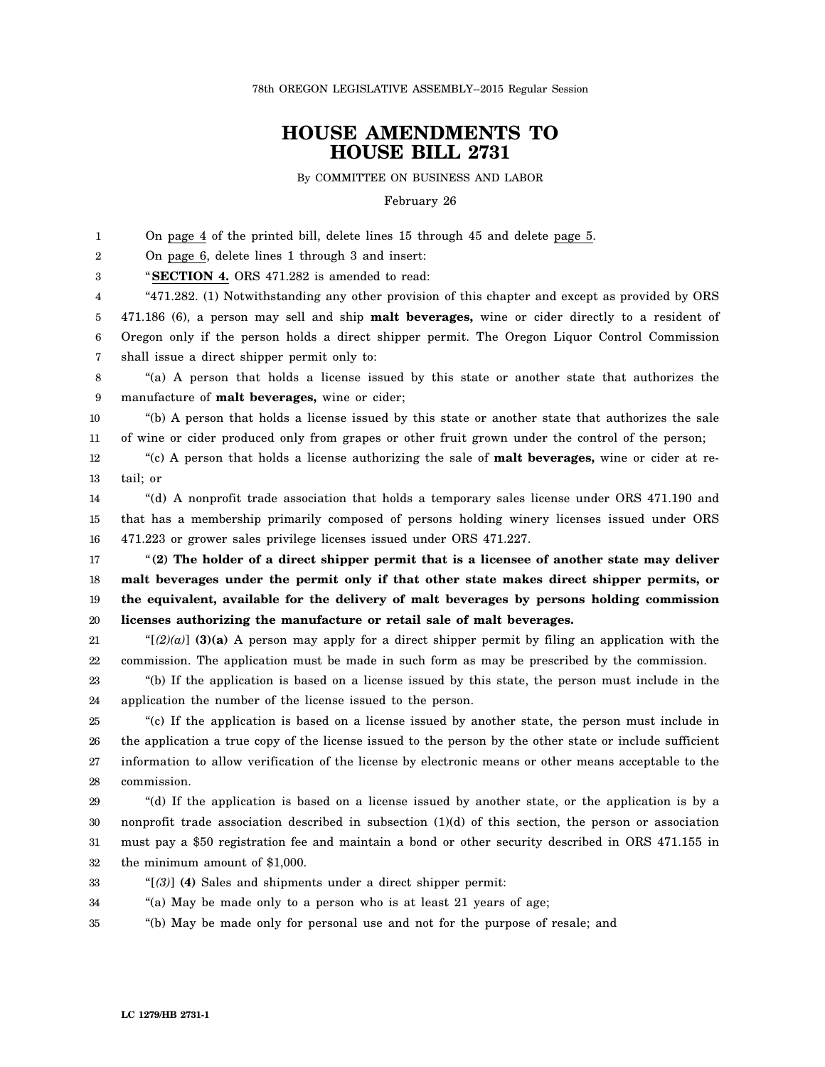78th OREGON LEGISLATIVE ASSEMBLY--2015 Regular Session

# HOUSE AMENDMENTS TO HOUSE BILL 2731

By COMMITTEE ON BUSINESS AND LABOR

February 26

On page 4 of the printed bill, delete lines 15 through 45 and delete page 5.

On page 6, delete lines 1 through 3 and insert:

"**SECTION 4.** ORS 471.282 is amended to read:

"471.282. (1) Notwithstanding any other provision of this chapter and except as provided by ORS 471.186 (6), a person may sell and ship **malt beverages,** wine or cider directly to a resident of Oregon only if the person holds a direct shipper permit. The Oregon Liquor Control Commission shall issue a direct shipper permit only to:

"(a) A person that holds a license issued by this state or another state that authorizes the manufacture of **malt beverages,** wine or cider;

"(b) A person that holds a license issued by this state or another state that authorizes the sale of wine or cider produced only from grapes or other fruit grown under the control of the person;

"(c) A person that holds a license authorizing the sale of **malt beverages,** wine or cider at retail; or

"(d) A nonprofit trade association that holds a temporary sales license under ORS 471.190 and that has a membership primarily composed of persons holding winery licenses issued under ORS 471.223 or grower sales privilege licenses issued under ORS 471.227.

"**(2) The holder of a direct shipper permit that is a licensee of another state may deliver malt beverages under the permit only if that other state makes direct shipper permits, or the equivalent, available for the delivery of malt beverages by persons holding commission licenses authorizing the manufacture or retail sale of malt beverages.**

"[*(2)(a)*] **(3)(a)** A person may apply for a direct shipper permit by filing an application with the commission. The application must be made in such form as may be prescribed by the commission.

"(b) If the application is based on a license issued by this state, the person must include in the application the number of the license issued to the person.

"(c) If the application is based on a license issued by another state, the person must include in the application a true copy of the license issued to the person by the other state or include sufficient information to allow verification of the license by electronic means or other means acceptable to the commission.

"(d) If the application is based on a license issued by another state, or the application is by a nonprofit trade association described in subsection (1)(d) of this section, the person or association must pay a $50 registration fee and maintain a bond or other security described in ORS 471.155 in the minimum amount of $1,000.

"[*(3)*] **(4)** Sales and shipments under a direct shipper permit:

"(a) May be made only to a person who is at least 21 years of age;

"(b) May be made only for personal use and not for the purpose of resale; and

LC 1279/HB 2731-1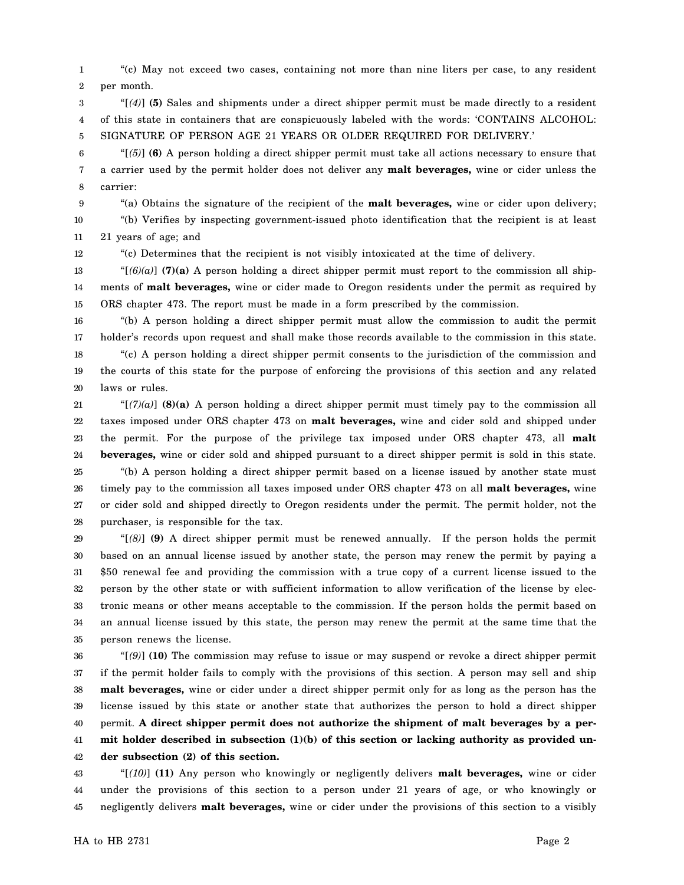"(c) May not exceed two cases, containing not more than nine liters per case, to any resident per month.

"[*(4)*] **(5)** Sales and shipments under a direct shipper permit must be made directly to a resident of this state in containers that are conspicuously labeled with the words: 'CONTAINS ALCOHOL: SIGNATURE OF PERSON AGE 21 YEARS OR OLDER REQUIRED FOR DELIVERY.'

"[*(5)*] **(6)** A person holding a direct shipper permit must take all actions necessary to ensure that a carrier used by the permit holder does not deliver any **malt beverages,** wine or cider unless the carrier:

"(a) Obtains the signature of the recipient of the **malt beverages,** wine or cider upon delivery;

"(b) Verifies by inspecting government-issued photo identification that the recipient is at least 21 years of age; and

"(c) Determines that the recipient is not visibly intoxicated at the time of delivery.

"[*(6)(a)*] **(7)(a)** A person holding a direct shipper permit must report to the commission all shipments of **malt beverages,** wine or cider made to Oregon residents under the permit as required by ORS chapter 473. The report must be made in a form prescribed by the commission.

"(b) A person holding a direct shipper permit must allow the commission to audit the permit holder's records upon request and shall make those records available to the commission in this state.

"(c) A person holding a direct shipper permit consents to the jurisdiction of the commission and the courts of this state for the purpose of enforcing the provisions of this section and any related laws or rules.

"[*(7)(a)*] **(8)(a)** A person holding a direct shipper permit must timely pay to the commission all taxes imposed under ORS chapter 473 on **malt beverages,** wine and cider sold and shipped under the permit. For the purpose of the privilege tax imposed under ORS chapter 473, all **malt beverages,** wine or cider sold and shipped pursuant to a direct shipper permit is sold in this state.

"(b) A person holding a direct shipper permit based on a license issued by another state must timely pay to the commission all taxes imposed under ORS chapter 473 on all **malt beverages,** wine or cider sold and shipped directly to Oregon residents under the permit. The permit holder, not the purchaser, is responsible for the tax.

"[*(8)*] **(9)** A direct shipper permit must be renewed annually. If the person holds the permit based on an annual license issued by another state, the person may renew the permit by paying a $50 renewal fee and providing the commission with a true copy of a current license issued to the person by the other state or with sufficient information to allow verification of the license by electronic means or other means acceptable to the commission. If the person holds the permit based on an annual license issued by this state, the person may renew the permit at the same time that the person renews the license.

"[*(9)*] **(10)** The commission may refuse to issue or may suspend or revoke a direct shipper permit if the permit holder fails to comply with the provisions of this section. A person may sell and ship **malt beverages,** wine or cider under a direct shipper permit only for as long as the person has the license issued by this state or another state that authorizes the person to hold a direct shipper permit. **A direct shipper permit does not authorize the shipment of malt beverages by a permit holder described in subsection (1)(b) of this section or lacking authority as provided under subsection (2) of this section.**

"[*(10)*] **(11)** Any person who knowingly or negligently delivers **malt beverages,** wine or cider under the provisions of this section to a person under 21 years of age, or who knowingly or negligently delivers **malt beverages,** wine or cider under the provisions of this section to a visibly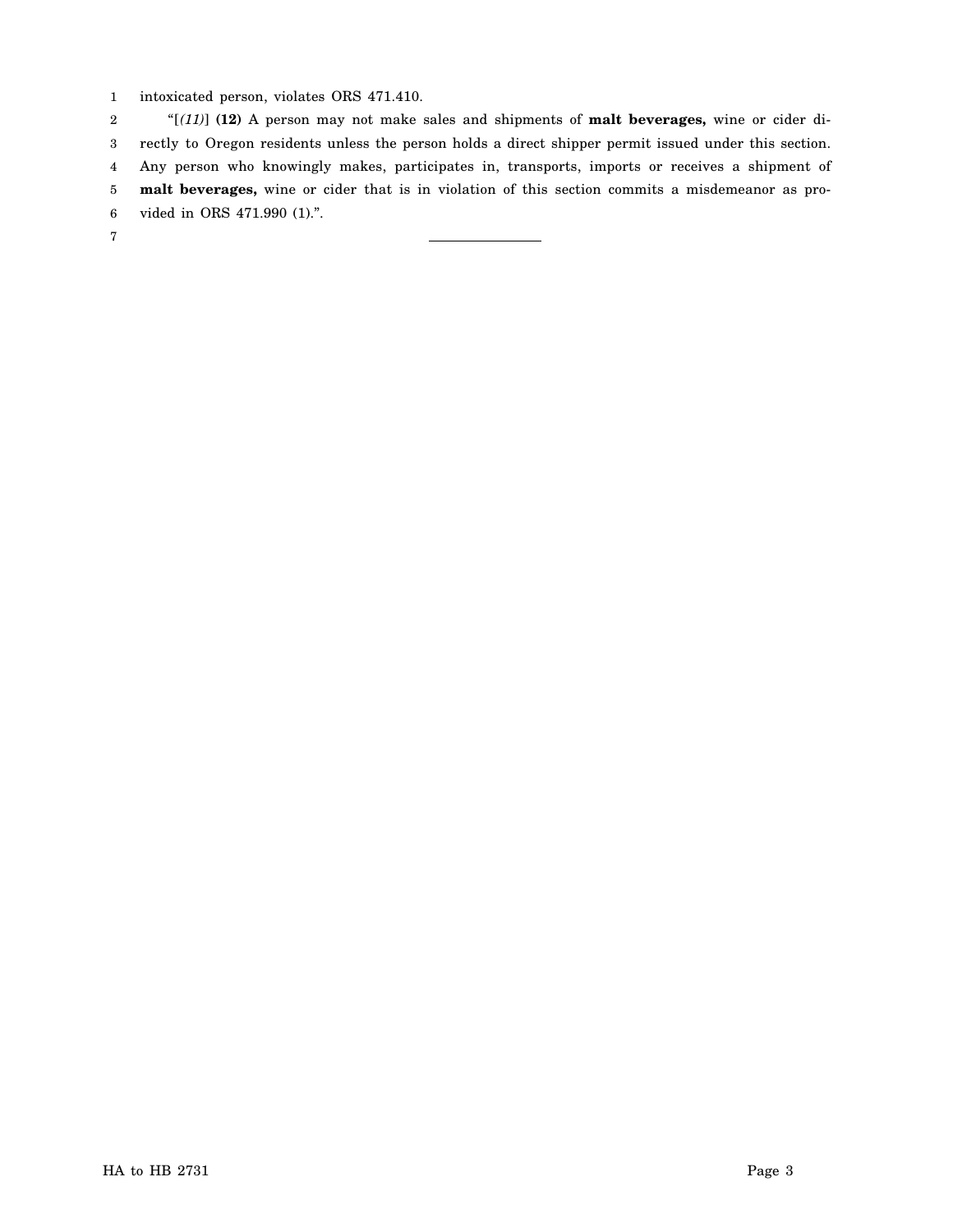intoxicated person, violates ORS 471.410.

"[*(11)*] **(12)** A person may not make sales and shipments of **malt beverages,** wine or cider directly to Oregon residents unless the person holds a direct shipper permit issued under this section. Any person who knowingly makes, participates in, transports, imports or receives a shipment of **malt beverages,** wine or cider that is in violation of this section commits a misdemeanor as provided in ORS 471.990 (1).".

---